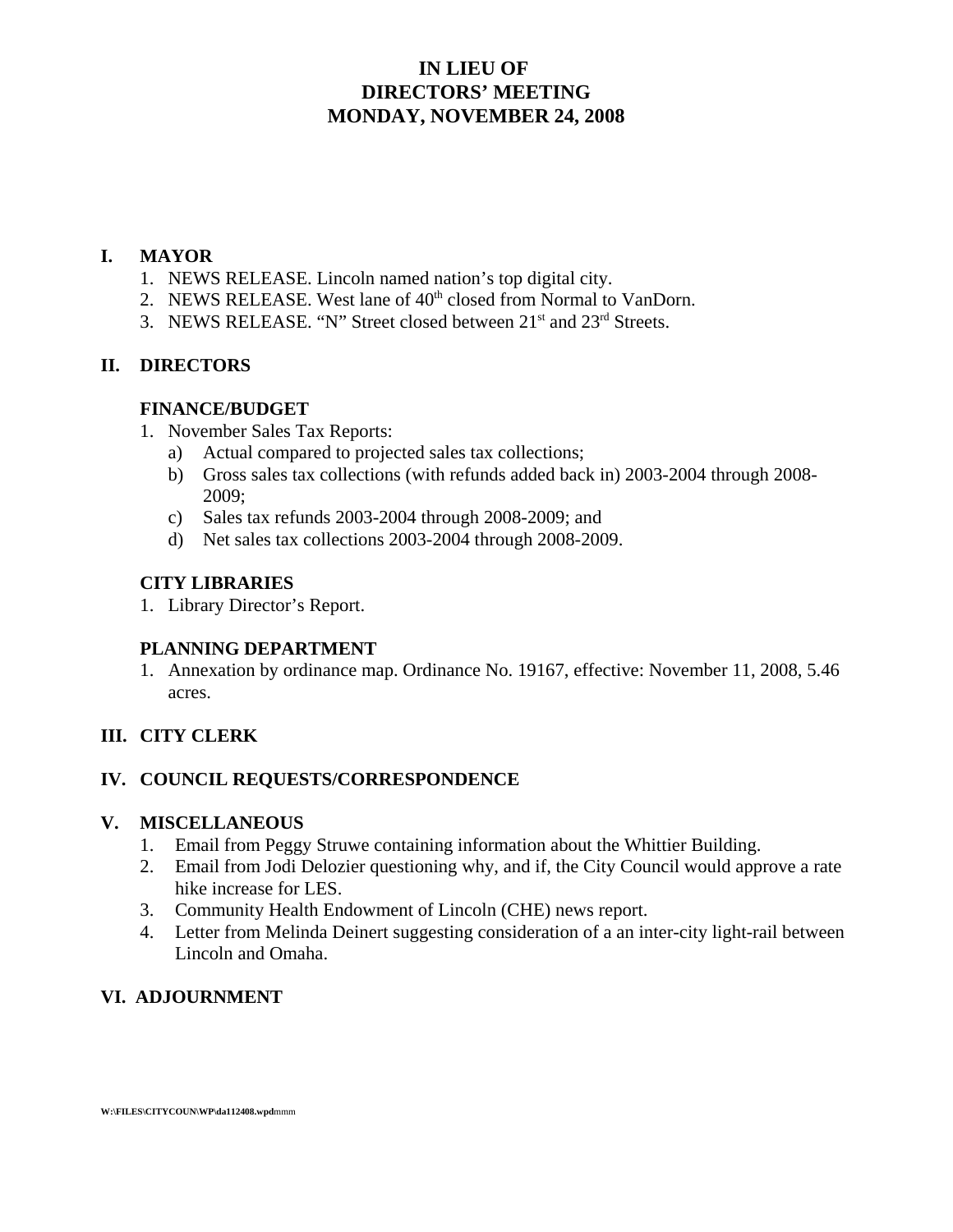# IN LIEU OF
# DIRECTORS' MEETING
# MONDAY, NOVEMBER 24, 2008

## I. MAYOR

1. NEWS RELEASE. Lincoln named nation's top digital city.
2. NEWS RELEASE. West lane of 40th closed from Normal to VanDorn.
3. NEWS RELEASE. "N" Street closed between 21st and 23rd Streets.

## II. DIRECTORS

### FINANCE/BUDGET

1. November Sales Tax Reports:
   a) Actual compared to projected sales tax collections;
   b) Gross sales tax collections (with refunds added back in) 2003-2004 through 2008-2009;
   c) Sales tax refunds 2003-2004 through 2008-2009; and
   d) Net sales tax collections 2003-2004 through 2008-2009.

### CITY LIBRARIES

1. Library Director's Report.

### PLANNING DEPARTMENT

1. Annexation by ordinance map. Ordinance No. 19167, effective: November 11, 2008, 5.46 acres.

## III. CITY CLERK

## IV. COUNCIL REQUESTS/CORRESPONDENCE

## V. MISCELLANEOUS

1. Email from Peggy Struwe containing information about the Whittier Building.
2. Email from Jodi Delozier questioning why, and if, the City Council would approve a rate hike increase for LES.
3. Community Health Endowment of Lincoln (CHE) news report.
4. Letter from Melinda Deinert suggesting consideration of a an inter-city light-rail between Lincoln and Omaha.

## VI. ADJOURNMENT

**W:\FILES\CITYCOUN\WP\da112408.wpd**mmm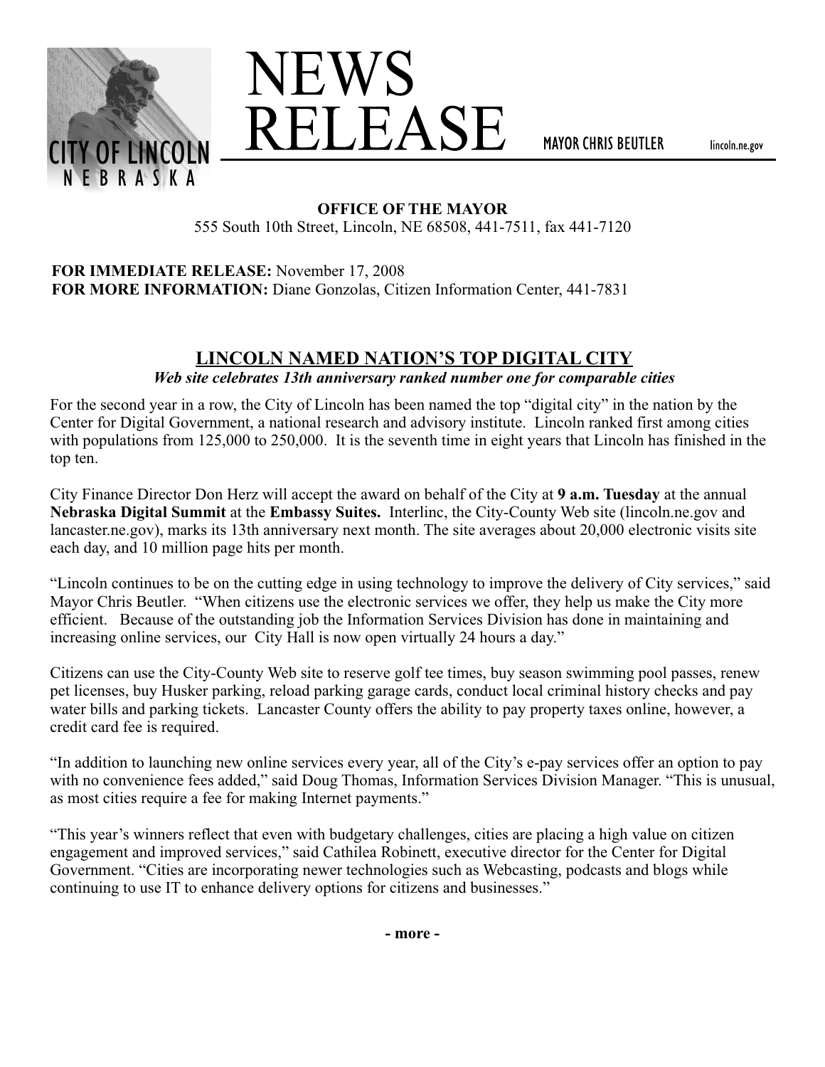# NEWS RELEASE

CITY OF LINCOLN NEBRASKA

MAYOR CHRIS BEUTLER lincoln.ne.gov

**OFFICE OF THE MAYOR**
555 South 10th Street, Lincoln, NE 68508, 441-7511, fax 441-7120

**FOR IMMEDIATE RELEASE:** November 17, 2008
**FOR MORE INFORMATION:** Diane Gonzolas, Citizen Information Center, 441-7831

## LINCOLN NAMED NATION'S TOP DIGITAL CITY

***Web site celebrates 13th anniversary ranked number one for comparable cities***

For the second year in a row, the City of Lincoln has been named the top "digital city" in the nation by the Center for Digital Government, a national research and advisory institute. Lincoln ranked first among cities with populations from 125,000 to 250,000. It is the seventh time in eight years that Lincoln has finished in the top ten.

City Finance Director Don Herz will accept the award on behalf of the City at **9 a.m. Tuesday** at the annual **Nebraska Digital Summit** at the **Embassy Suites.** Interlinc, the City-County Web site (lincoln.ne.gov and lancaster.ne.gov), marks its 13th anniversary next month. The site averages about 20,000 electronic visits site each day, and 10 million page hits per month.

"Lincoln continues to be on the cutting edge in using technology to improve the delivery of City services," said Mayor Chris Beutler. "When citizens use the electronic services we offer, they help us make the City more efficient. Because of the outstanding job the Information Services Division has done in maintaining and increasing online services, our City Hall is now open virtually 24 hours a day."

Citizens can use the City-County Web site to reserve golf tee times, buy season swimming pool passes, renew pet licenses, buy Husker parking, reload parking garage cards, conduct local criminal history checks and pay water bills and parking tickets. Lancaster County offers the ability to pay property taxes online, however, a credit card fee is required.

"In addition to launching new online services every year, all of the City's e-pay services offer an option to pay with no convenience fees added," said Doug Thomas, Information Services Division Manager. "This is unusual, as most cities require a fee for making Internet payments."

"This year's winners reflect that even with budgetary challenges, cities are placing a high value on citizen engagement and improved services," said Cathilea Robinett, executive director for the Center for Digital Government. "Cities are incorporating newer technologies such as Webcasting, podcasts and blogs while continuing to use IT to enhance delivery options for citizens and businesses."

**- more -**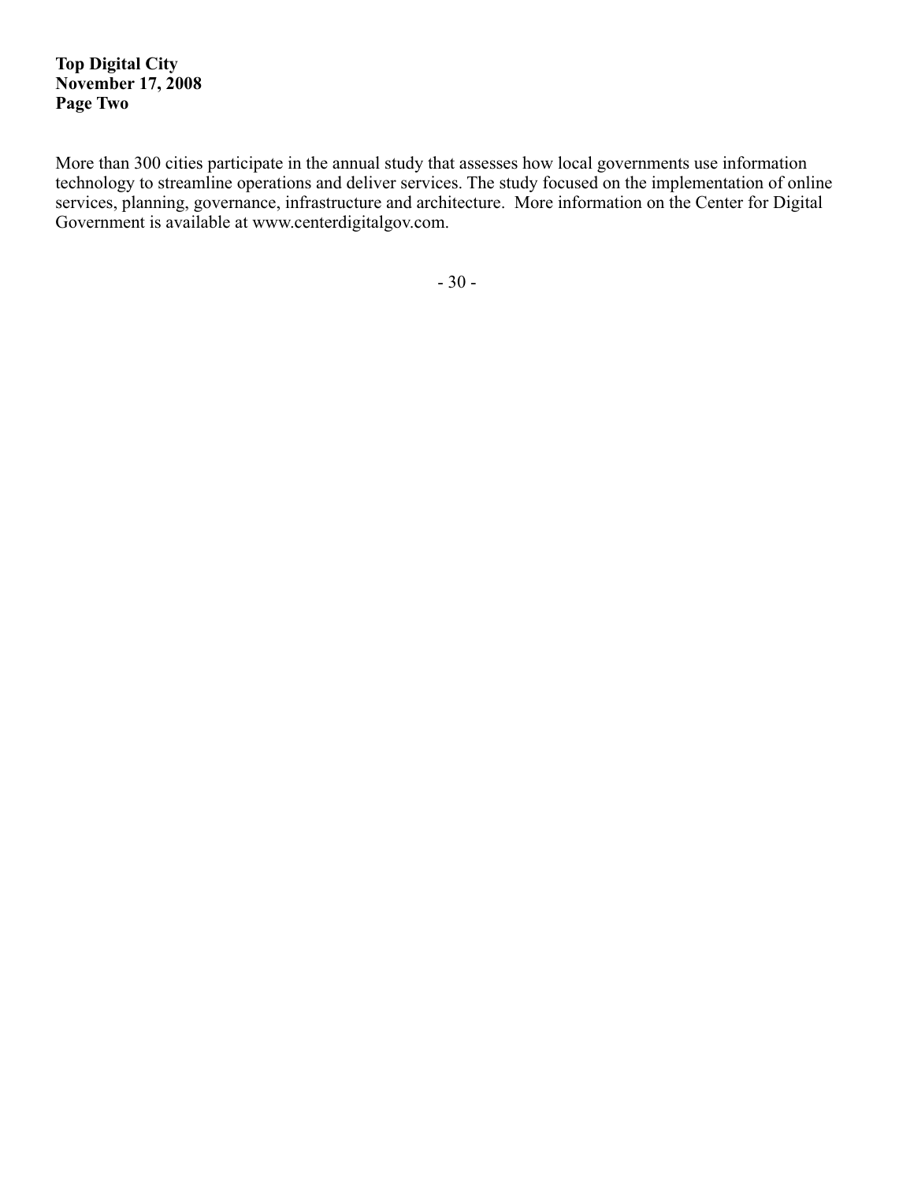More than 300 cities participate in the annual study that assesses how local governments use information technology to streamline operations and deliver services. The study focused on the implementation of online services, planning, governance, infrastructure and architecture. More information on the Center for Digital Government is available at www.centerdigitalgov.com.

- 30 -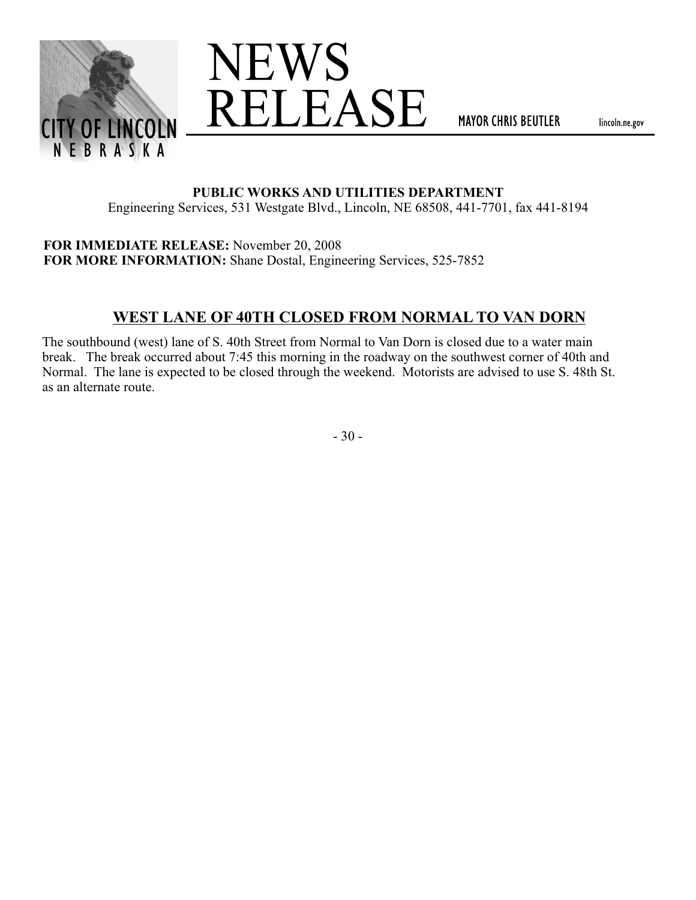# NEWS RELEASE

CITY OF LINCOLN NEBRASKA

MAYOR CHRIS BEUTLER lincoln.ne.gov

**PUBLIC WORKS AND UTILITIES DEPARTMENT**
Engineering Services, 531 Westgate Blvd., Lincoln, NE 68508, 441-7701, fax 441-8194

**FOR IMMEDIATE RELEASE:** November 20, 2008
**FOR MORE INFORMATION:** Shane Dostal, Engineering Services, 525-7852

## WEST LANE OF 40TH CLOSED FROM NORMAL TO VAN DORN

The southbound (west) lane of S. 40th Street from Normal to Van Dorn is closed due to a water main break. The break occurred about 7:45 this morning in the roadway on the southwest corner of 40th and Normal. The lane is expected to be closed through the weekend. Motorists are advised to use S. 48th St. as an alternate route.

- 30 -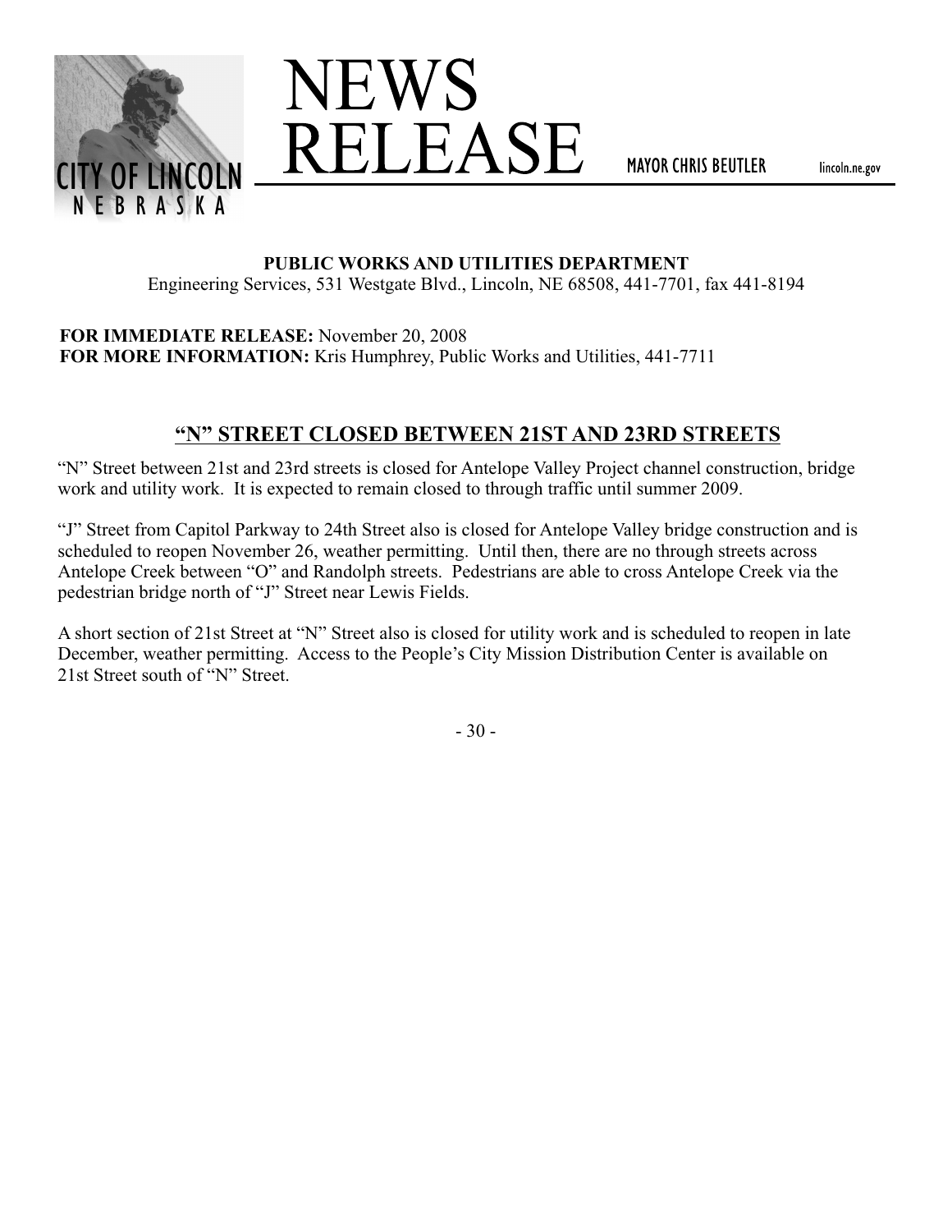# NEWS RELEASE

CITY OF LINCOLN NEBRASKA

MAYOR CHRIS BEUTLER lincoln.ne.gov

**PUBLIC WORKS AND UTILITIES DEPARTMENT**
Engineering Services, 531 Westgate Blvd., Lincoln, NE 68508, 441-7701, fax 441-8194

**FOR IMMEDIATE RELEASE:** November 20, 2008
**FOR MORE INFORMATION:** Kris Humphrey, Public Works and Utilities, 441-7711

## "N" STREET CLOSED BETWEEN 21ST AND 23RD STREETS

"N" Street between 21st and 23rd streets is closed for Antelope Valley Project channel construction, bridge work and utility work. It is expected to remain closed to through traffic until summer 2009.

"J" Street from Capitol Parkway to 24th Street also is closed for Antelope Valley bridge construction and is scheduled to reopen November 26, weather permitting. Until then, there are no through streets across Antelope Creek between "O" and Randolph streets. Pedestrians are able to cross Antelope Creek via the pedestrian bridge north of "J" Street near Lewis Fields.

A short section of 21st Street at "N" Street also is closed for utility work and is scheduled to reopen in late December, weather permitting. Access to the People's City Mission Distribution Center is available on 21st Street south of "N" Street.

- 30 -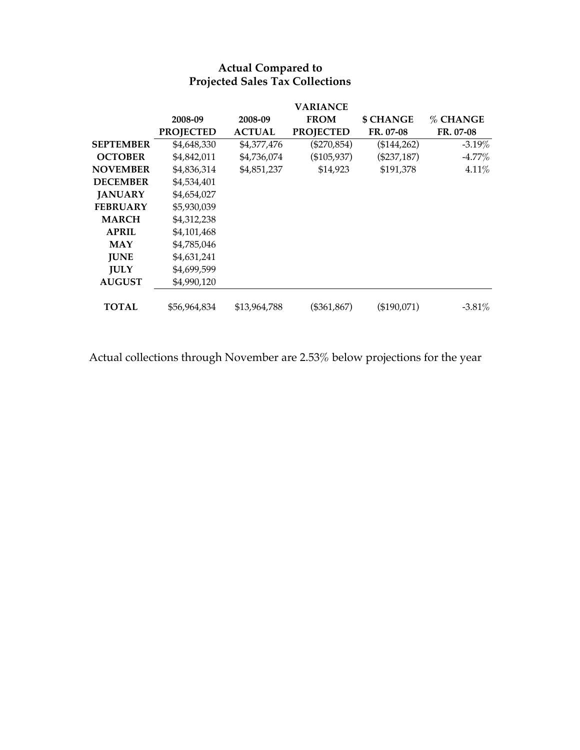## Actual Compared to Projected Sales Tax Collections

| | 2008-09 PROJECTED | 2008-09 ACTUAL | VARIANCE FROM PROJECTED | $ CHANGE FR. 07-08 | % CHANGE FR. 07-08 |
|---|---|---|---|---|---|
| **SEPTEMBER** | $4,648,330 | $4,377,476 | ($270,854) | ($144,262) | -3.19% |
| **OCTOBER** | $4,842,011 | $4,736,074 | ($105,937) | ($237,187) | -4.77% |
| **NOVEMBER** | $4,836,314 | $4,851,237 | $14,923 | $191,378 | 4.11% |
| **DECEMBER** | $4,534,401 | | | | |
| **JANUARY** | $4,654,027 | | | | |
| **FEBRUARY** | $5,930,039 | | | | |
| **MARCH** | $4,312,238 | | | | |
| **APRIL** | $4,101,468 | | | | |
| **MAY** | $4,785,046 | | | | |
| **JUNE** | $4,631,241 | | | | |
| **JULY** | $4,699,599 | | | | |
| **AUGUST** | $4,990,120 | | | | |
| **TOTAL** | $56,964,834 | $13,964,788 | ($361,867) | ($190,071) | -3.81% |

Actual collections through November are 2.53% below projections for the year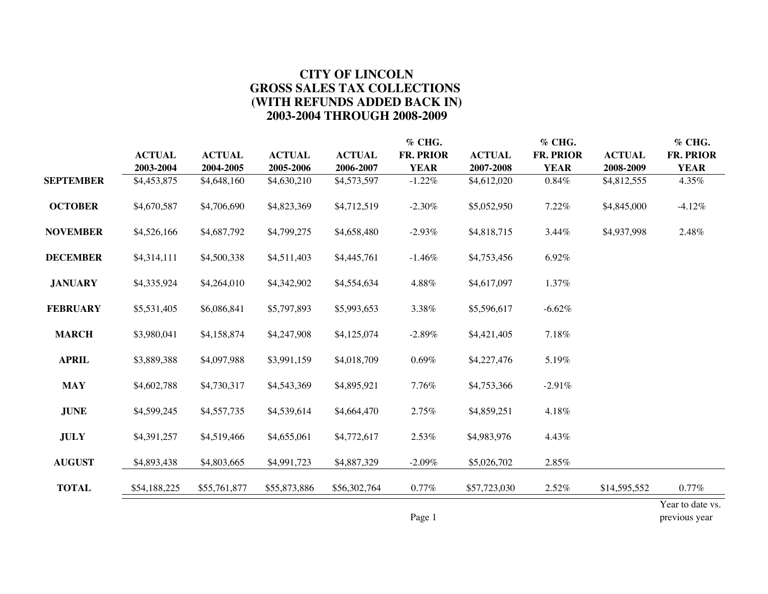# CITY OF LINCOLN
## GROSS SALES TAX COLLECTIONS
## (WITH REFUNDS ADDED BACK IN)
## 2003-2004 THROUGH 2008-2009

| | ACTUAL 2003-2004 | ACTUAL 2004-2005 | ACTUAL 2005-2006 | ACTUAL 2006-2007 | % CHG. FR. PRIOR YEAR | ACTUAL 2007-2008 | % CHG. FR. PRIOR YEAR | ACTUAL 2008-2009 | % CHG. FR. PRIOR YEAR |
|---|---|---|---|---|---|---|---|---|---|
| **SEPTEMBER** | $4,453,875 | $4,648,160 | $4,630,210 | $4,573,597 | -1.22% | $4,612,020 | 0.84% | $4,812,555 | 4.35% |
| **OCTOBER** | $4,670,587 | $4,706,690 | $4,823,369 | $4,712,519 | -2.30% | $5,052,950 | 7.22% | $4,845,000 | -4.12% |
| **NOVEMBER** | $4,526,166 | $4,687,792 | $4,799,275 | $4,658,480 | -2.93% | $4,818,715 | 3.44% | $4,937,998 | 2.48% |
| **DECEMBER** | $4,314,111 | $4,500,338 | $4,511,403 | $4,445,761 | -1.46% | $4,753,456 | 6.92% | | |
| **JANUARY** | $4,335,924 | $4,264,010 | $4,342,902 | $4,554,634 | 4.88% | $4,617,097 | 1.37% | | |
| **FEBRUARY** | $5,531,405 | $6,086,841 | $5,797,893 | $5,993,653 | 3.38% | $5,596,617 | -6.62% | | |
| **MARCH** | $3,980,041 | $4,158,874 | $4,247,908 | $4,125,074 | -2.89% | $4,421,405 | 7.18% | | |
| **APRIL** | $3,889,388 | $4,097,988 | $3,991,159 | $4,018,709 | 0.69% | $4,227,476 | 5.19% | | |
| **MAY** | $4,602,788 | $4,730,317 | $4,543,369 | $4,895,921 | 7.76% | $4,753,366 | -2.91% | | |
| **JUNE** | $4,599,245 | $4,557,735 | $4,539,614 | $4,664,470 | 2.75% | $4,859,251 | 4.18% | | |
| **JULY** | $4,391,257 | $4,519,466 | $4,655,061 | $4,772,617 | 2.53% | $4,983,976 | 4.43% | | |
| **AUGUST** | $4,893,438 | $4,803,665 | $4,991,723 | $4,887,329 | -2.09% | $5,026,702 | 2.85% | | |
| **TOTAL** | $54,188,225 | $55,761,877 | $55,873,886 | $56,302,764 | 0.77% | $57,723,030 | 2.52% | $14,595,552 | 0.77% |
| | | | | | | | | | Year to date vs. previous year |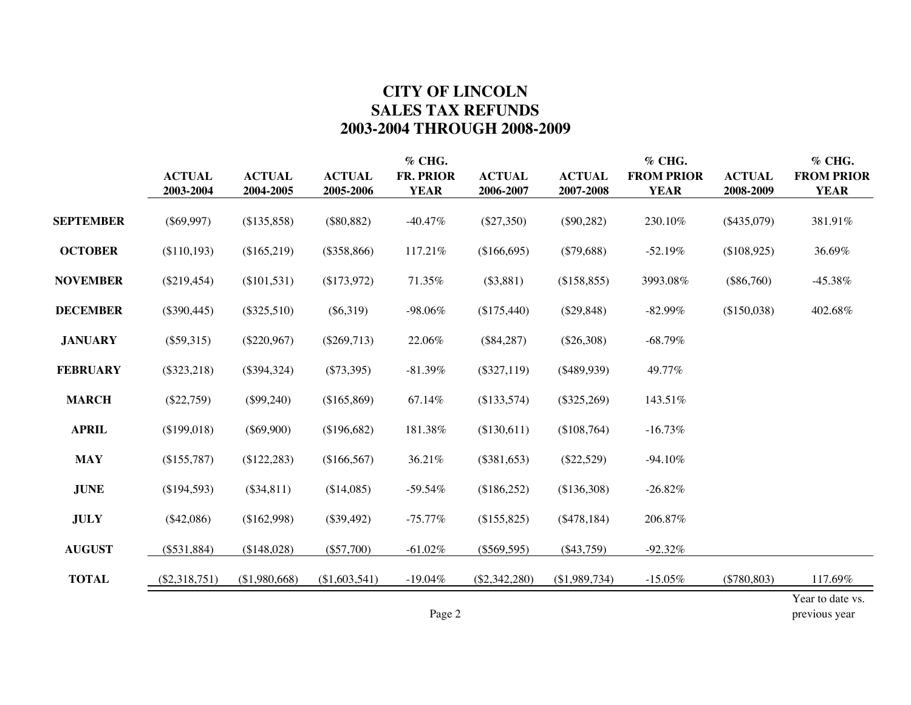# CITY OF LINCOLN
# SALES TAX REFUNDS
# 2003-2004 THROUGH 2008-2009

| | ACTUAL 2003-2004 | ACTUAL 2004-2005 | ACTUAL 2005-2006 | % CHG. FR. PRIOR YEAR | ACTUAL 2006-2007 | ACTUAL 2007-2008 | % CHG. FROM PRIOR YEAR | ACTUAL 2008-2009 | % CHG. FROM PRIOR YEAR |
|---|---|---|---|---|---|---|---|---|---|
| **SEPTEMBER** | ($69,997) | ($135,858) | ($80,882) | -40.47% | ($27,350) | ($90,282) | 230.10% | ($435,079) | 381.91% |
| **OCTOBER** | ($110,193) | ($165,219) | ($358,866) | 117.21% | ($166,695) | ($79,688) | -52.19% | ($108,925) | 36.69% |
| **NOVEMBER** | ($219,454) | ($101,531) | ($173,972) | 71.35% | ($3,881) | ($158,855) | 3993.08% | ($86,760) | -45.38% |
| **DECEMBER** | ($390,445) | ($325,510) | ($6,319) | -98.06% | ($175,440) | ($29,848) | -82.99% | ($150,038) | 402.68% |
| **JANUARY** | ($59,315) | ($220,967) | ($269,713) | 22.06% | ($84,287) | ($26,308) | -68.79% | | |
| **FEBRUARY** | ($323,218) | ($394,324) | ($73,395) | -81.39% | ($327,119) | ($489,939) | 49.77% | | |
| **MARCH** | ($22,759) | ($99,240) | ($165,869) | 67.14% | ($133,574) | ($325,269) | 143.51% | | |
| **APRIL** | ($199,018) | ($69,900) | ($196,682) | 181.38% | ($130,611) | ($108,764) | -16.73% | | |
| **MAY** | ($155,787) | ($122,283) | ($166,567) | 36.21% | ($381,653) | ($22,529) | -94.10% | | |
| **JUNE** | ($194,593) | ($34,811) | ($14,085) | -59.54% | ($186,252) | ($136,308) | -26.82% | | |
| **JULY** | ($42,086) | ($162,998) | ($39,492) | -75.77% | ($155,825) | ($478,184) | 206.87% | | |
| **AUGUST** | ($531,884) | ($148,028) | ($57,700) | -61.02% | ($569,595) | ($43,759) | -92.32% | | |
| **TOTAL** | ($2,318,751) | ($1,980,668) | ($1,603,541) | -19.04% | ($2,342,280) | ($1,989,734) | -15.05% | ($780,803) | 117.69% |

Year to date vs. previous year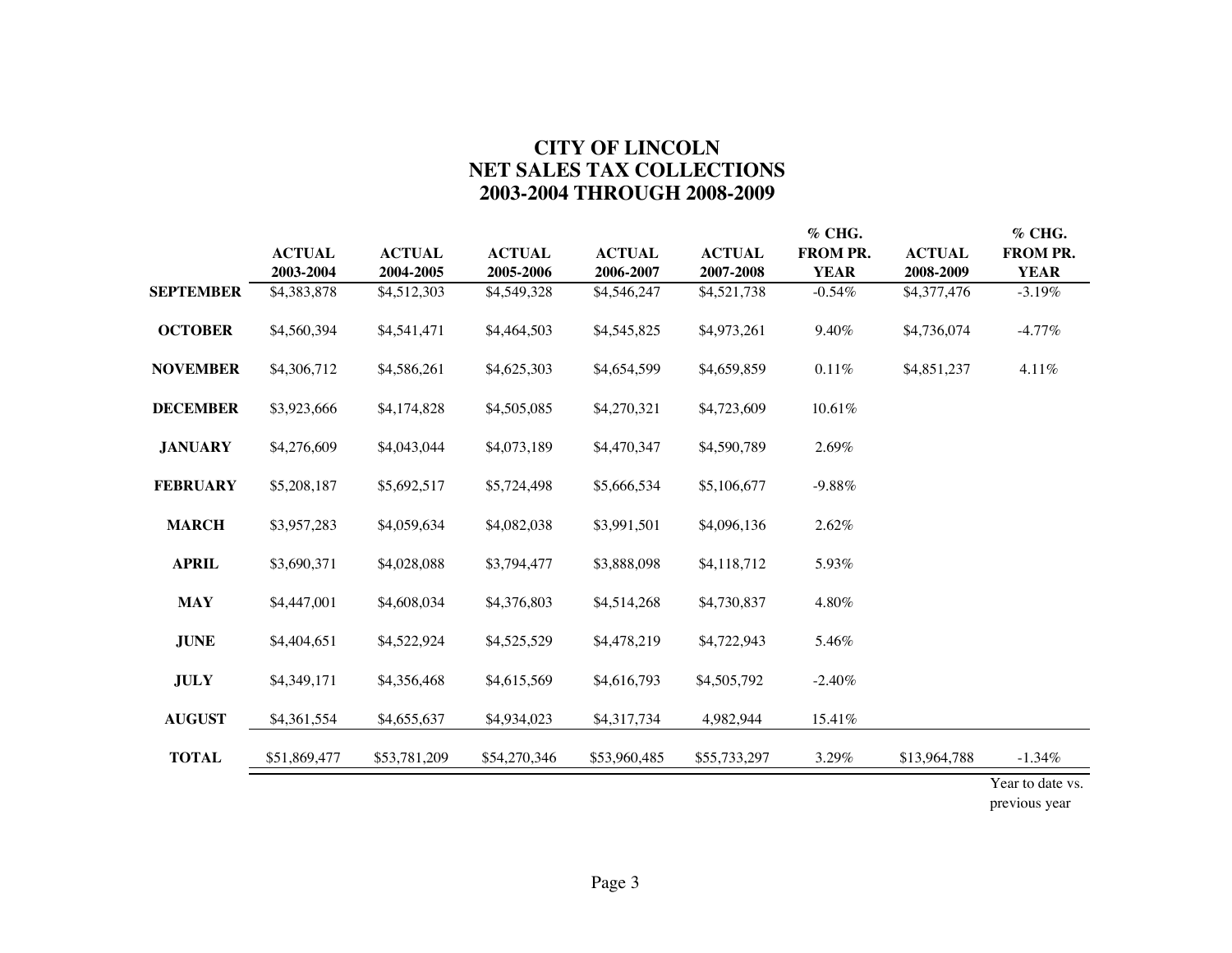# CITY OF LINCOLN
## NET SALES TAX COLLECTIONS
## 2003-2004 THROUGH 2008-2009

| | ACTUAL 2003-2004 | ACTUAL 2004-2005 | ACTUAL 2005-2006 | ACTUAL 2006-2007 | ACTUAL 2007-2008 | % CHG. FROM PR. YEAR | ACTUAL 2008-2009 | % CHG. FROM PR. YEAR |
|---|---|---|---|---|---|---|---|---|
| **SEPTEMBER** | $4,383,878 | $4,512,303 | $4,549,328 | $4,546,247 | $4,521,738 | -0.54% | $4,377,476 | -3.19% |
| **OCTOBER** | $4,560,394 | $4,541,471 | $4,464,503 | $4,545,825 | $4,973,261 | 9.40% | $4,736,074 | -4.77% |
| **NOVEMBER** | $4,306,712 | $4,586,261 | $4,625,303 | $4,654,599 | $4,659,859 | 0.11% | $4,851,237 | 4.11% |
| **DECEMBER** | $3,923,666 | $4,174,828 | $4,505,085 | $4,270,321 | $4,723,609 | 10.61% | | |
| **JANUARY** | $4,276,609 | $4,043,044 | $4,073,189 | $4,470,347 | $4,590,789 | 2.69% | | |
| **FEBRUARY** | $5,208,187 | $5,692,517 | $5,724,498 | $5,666,534 | $5,106,677 | -9.88% | | |
| **MARCH** | $3,957,283 | $4,059,634 | $4,082,038 | $3,991,501 | $4,096,136 | 2.62% | | |
| **APRIL** | $3,690,371 | $4,028,088 | $3,794,477 | $3,888,098 | $4,118,712 | 5.93% | | |
| **MAY** | $4,447,001 | $4,608,034 | $4,376,803 | $4,514,268 | $4,730,837 | 4.80% | | |
| **JUNE** | $4,404,651 | $4,522,924 | $4,525,529 | $4,478,219 | $4,722,943 | 5.46% | | |
| **JULY** | $4,349,171 | $4,356,468 | $4,615,569 | $4,616,793 | $4,505,792 | -2.40% | | |
| **AUGUST** | $4,361,554 | $4,655,637 | $4,934,023 | $4,317,734 | 4,982,944 | 15.41% | | |
| **TOTAL** | $51,869,477 | $53,781,209 | $54,270,346 | $53,960,485 | $55,733,297 | 3.29% | $13,964,788 | -1.34% |

Year to date vs. previous year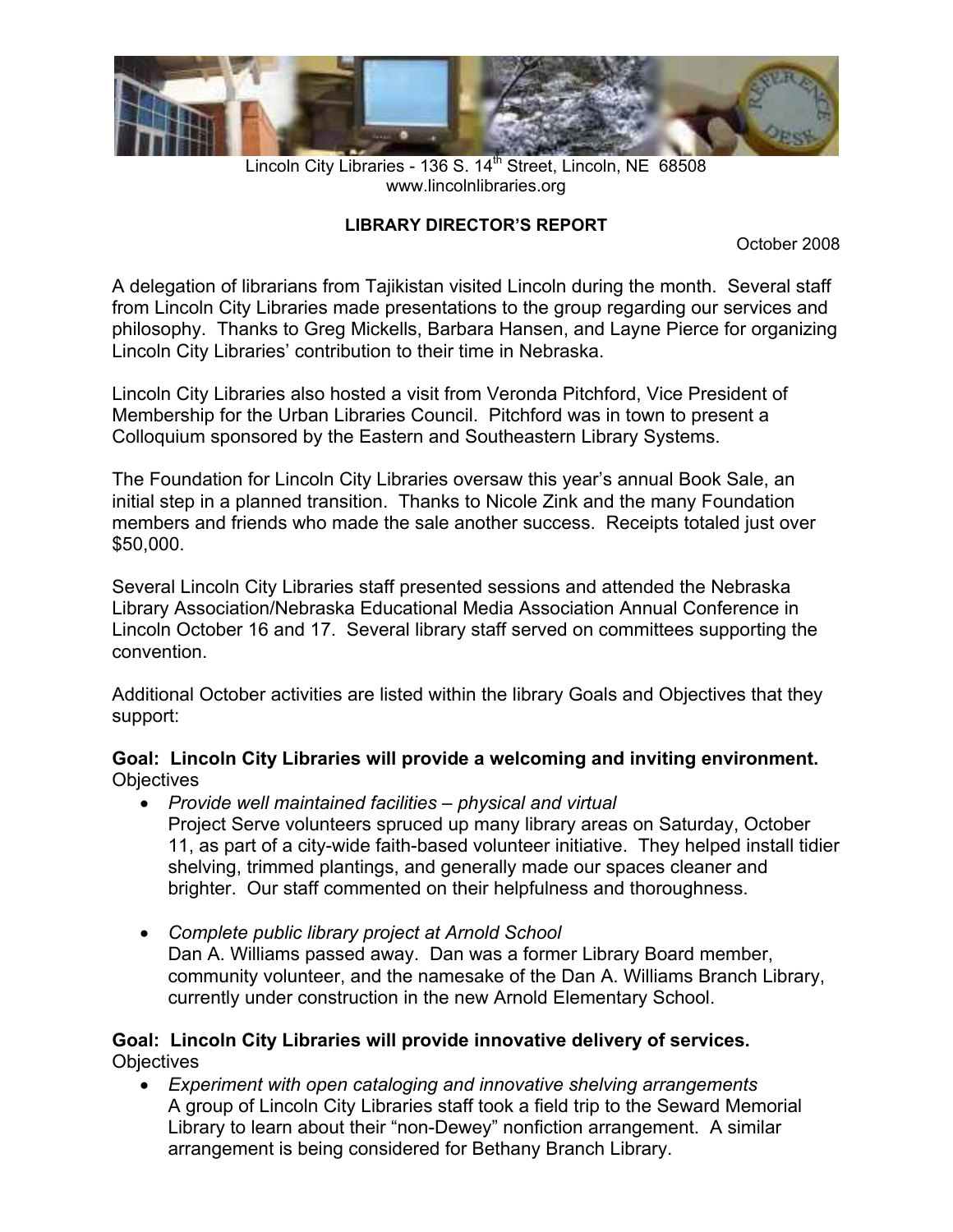Lincoln City Libraries - 136 S. 14th Street, Lincoln, NE 68508
www.lincolnlibraries.org

**LIBRARY DIRECTOR'S REPORT**

October 2008

A delegation of librarians from Tajikistan visited Lincoln during the month. Several staff from Lincoln City Libraries made presentations to the group regarding our services and philosophy. Thanks to Greg Mickells, Barbara Hansen, and Layne Pierce for organizing Lincoln City Libraries' contribution to their time in Nebraska.

Lincoln City Libraries also hosted a visit from Veronda Pitchford, Vice President of Membership for the Urban Libraries Council. Pitchford was in town to present a Colloquium sponsored by the Eastern and Southeastern Library Systems.

The Foundation for Lincoln City Libraries oversaw this year's annual Book Sale, an initial step in a planned transition. Thanks to Nicole Zink and the many Foundation members and friends who made the sale another success. Receipts totaled just over $50,000.

Several Lincoln City Libraries staff presented sessions and attended the Nebraska Library Association/Nebraska Educational Media Association Annual Conference in Lincoln October 16 and 17. Several library staff served on committees supporting the convention.

Additional October activities are listed within the library Goals and Objectives that they support:

**Goal: Lincoln City Libraries will provide a welcoming and inviting environment.**
Objectives

- *Provide well maintained facilities – physical and virtual*
  Project Serve volunteers spruced up many library areas on Saturday, October 11, as part of a city-wide faith-based volunteer initiative. They helped install tidier shelving, trimmed plantings, and generally made our spaces cleaner and brighter. Our staff commented on their helpfulness and thoroughness.

- *Complete public library project at Arnold School*
  Dan A. Williams passed away. Dan was a former Library Board member, community volunteer, and the namesake of the Dan A. Williams Branch Library, currently under construction in the new Arnold Elementary School.

**Goal: Lincoln City Libraries will provide innovative delivery of services.**
Objectives

- *Experiment with open cataloging and innovative shelving arrangements*
  A group of Lincoln City Libraries staff took a field trip to the Seward Memorial Library to learn about their "non-Dewey" nonfiction arrangement. A similar arrangement is being considered for Bethany Branch Library.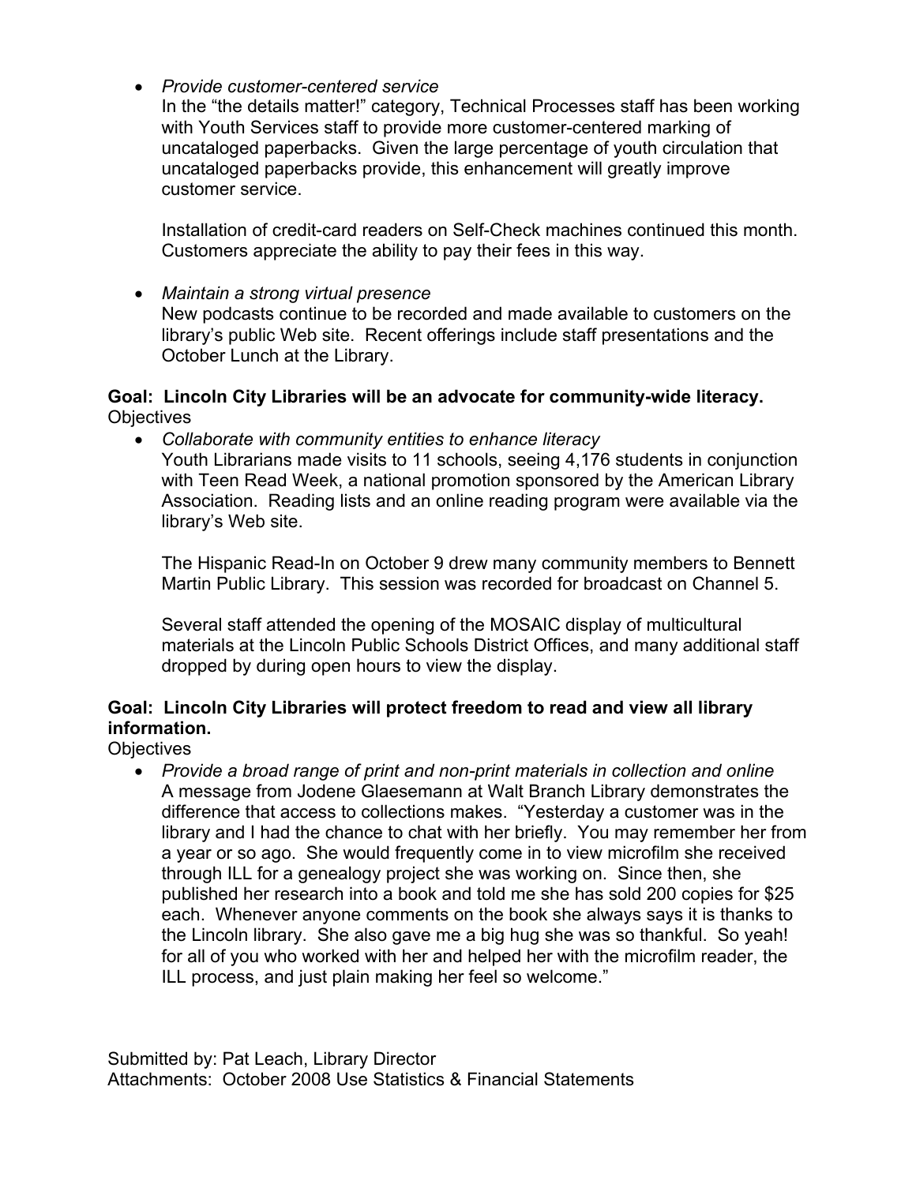- *Provide customer-centered service*
  In the "the details matter!" category, Technical Processes staff has been working with Youth Services staff to provide more customer-centered marking of uncataloged paperbacks. Given the large percentage of youth circulation that uncataloged paperbacks provide, this enhancement will greatly improve customer service.

  Installation of credit-card readers on Self-Check machines continued this month. Customers appreciate the ability to pay their fees in this way.

- *Maintain a strong virtual presence*
  New podcasts continue to be recorded and made available to customers on the library's public Web site. Recent offerings include staff presentations and the October Lunch at the Library.

**Goal: Lincoln City Libraries will be an advocate for community-wide literacy.**
Objectives

- *Collaborate with community entities to enhance literacy*
  Youth Librarians made visits to 11 schools, seeing 4,176 students in conjunction with Teen Read Week, a national promotion sponsored by the American Library Association. Reading lists and an online reading program were available via the library's Web site.

  The Hispanic Read-In on October 9 drew many community members to Bennett Martin Public Library. This session was recorded for broadcast on Channel 5.

  Several staff attended the opening of the MOSAIC display of multicultural materials at the Lincoln Public Schools District Offices, and many additional staff dropped by during open hours to view the display.

**Goal: Lincoln City Libraries will protect freedom to read and view all library information.**
Objectives

- *Provide a broad range of print and non-print materials in collection and online*
  A message from Jodene Glaesemann at Walt Branch Library demonstrates the difference that access to collections makes. "Yesterday a customer was in the library and I had the chance to chat with her briefly. You may remember her from a year or so ago. She would frequently come in to view microfilm she received through ILL for a genealogy project she was working on. Since then, she published her research into a book and told me she has sold 200 copies for $25 each. Whenever anyone comments on the book she always says it is thanks to the Lincoln library. She also gave me a big hug she was so thankful. So yeah! for all of you who worked with her and helped her with the microfilm reader, the ILL process, and just plain making her feel so welcome."

Submitted by: Pat Leach, Library Director
Attachments: October 2008 Use Statistics & Financial Statements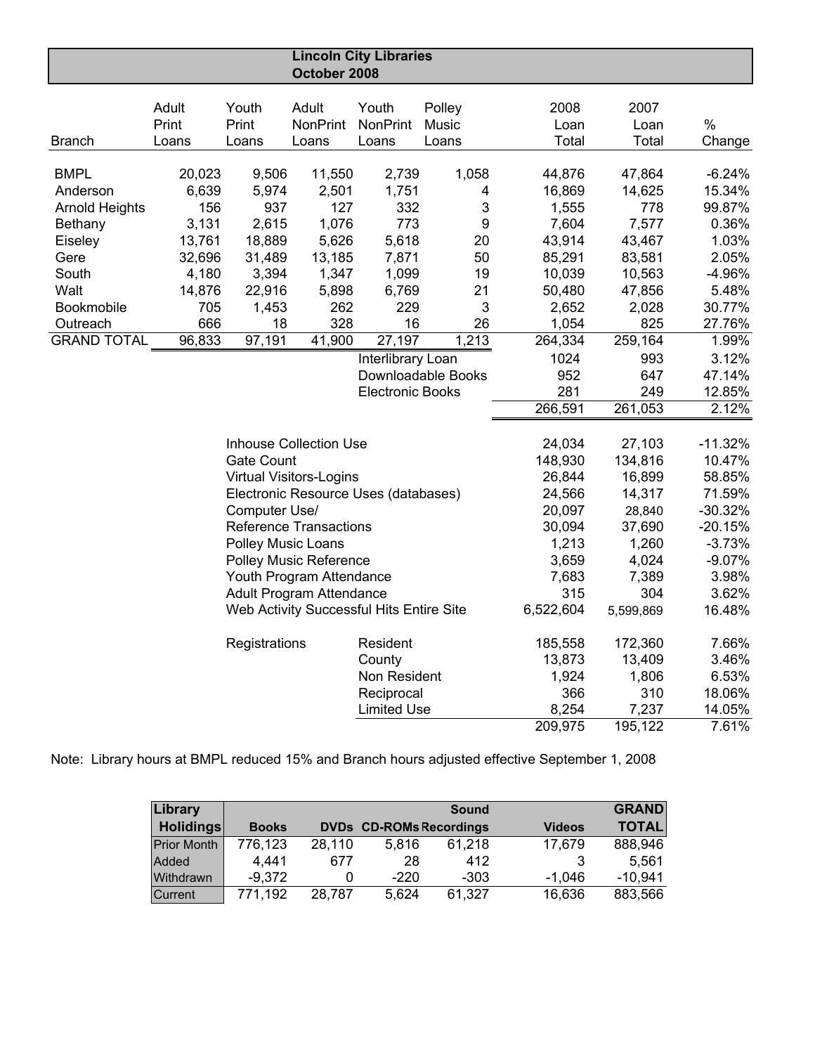# Lincoln City Libraries
## October 2008

| Branch | Adult Print Loans | Youth Print Loans | Adult NonPrint Loans | Youth NonPrint Loans | Polley Music Loans | 2008 Loan Total | 2007 Loan Total | % Change |
|---|---|---|---|---|---|---|---|---|
| BMPL | 20,023 | 9,506 | 11,550 | 2,739 | 1,058 | 44,876 | 47,864 | -6.24% |
| Anderson | 6,639 | 5,974 | 2,501 | 1,751 | 4 | 16,869 | 14,625 | 15.34% |
| Arnold Heights | 156 | 937 | 127 | 332 | 3 | 1,555 | 778 | 99.87% |
| Bethany | 3,131 | 2,615 | 1,076 | 773 | 9 | 7,604 | 7,577 | 0.36% |
| Eiseley | 13,761 | 18,889 | 5,626 | 5,618 | 20 | 43,914 | 43,467 | 1.03% |
| Gere | 32,696 | 31,489 | 13,185 | 7,871 | 50 | 85,291 | 83,581 | 2.05% |
| South | 4,180 | 3,394 | 1,347 | 1,099 | 19 | 10,039 | 10,563 | -4.96% |
| Walt | 14,876 | 22,916 | 5,898 | 6,769 | 21 | 50,480 | 47,856 | 5.48% |
| Bookmobile | 705 | 1,453 | 262 | 229 | 3 | 2,652 | 2,028 | 30.77% |
| Outreach | 666 | 18 | 328 | 16 | 26 | 1,054 | 825 | 27.76% |
| GRAND TOTAL | 96,833 | 97,191 | 41,900 | 27,197 | 1,213 | 264,334 | 259,164 | 1.99% |
| | | | | Interlibrary Loan | | 1024 | 993 | 3.12% |
| | | | | Downloadable Books | | 952 | 647 | 47.14% |
| | | | | Electronic Books | | 281 | 249 | 12.85% |
| | | | | | | 266,591 | 261,053 | 2.12% |

| | 2008 | 2007 | % Change |
|---|---|---|---|
| Inhouse Collection Use | 24,034 | 27,103 | -11.32% |
| Gate Count | 148,930 | 134,816 | 10.47% |
| Virtual Visitors-Logins | 26,844 | 16,899 | 58.85% |
| Electronic Resource Uses (databases) | 24,566 | 14,317 | 71.59% |
| Computer Use/ | 20,097 | 28,840 | -30.32% |
| Reference Transactions | 30,094 | 37,690 | -20.15% |
| Polley Music Loans | 1,213 | 1,260 | -3.73% |
| Polley Music Reference | 3,659 | 4,024 | -9.07% |
| Youth Program Attendance | 7,683 | 7,389 | 3.98% |
| Adult Program Attendance | 315 | 304 | 3.62% |
| Web Activity Successful Hits Entire Site | 6,522,604 | 5,599,869 | 16.48% |

| Registrations | | 2008 | 2007 | % Change |
|---|---|---|---|---|
| | Resident | 185,558 | 172,360 | 7.66% |
| | County | 13,873 | 13,409 | 3.46% |
| | Non Resident | 1,924 | 1,806 | 6.53% |
| | Reciprocal | 366 | 310 | 18.06% |
| | Limited Use | 8,254 | 7,237 | 14.05% |
| | | 209,975 | 195,122 | 7.61% |

Note: Library hours at BMPL reduced 15% and Branch hours adjusted effective September 1, 2008

| Library Holidings | Books | DVDs | CD-ROMs | Sound Recordings | Videos | GRAND TOTAL |
|---|---|---|---|---|---|---|
| Prior Month | 776,123 | 28,110 | 5,816 | 61,218 | 17,679 | 888,946 |
| Added | 4,441 | 677 | 28 | 412 | 3 | 5,561 |
| Withdrawn | -9,372 | 0 | -220 | -303 | -1,046 | -10,941 |
| Current | 771,192 | 28,787 | 5,624 | 61,327 | 16,636 | 883,566 |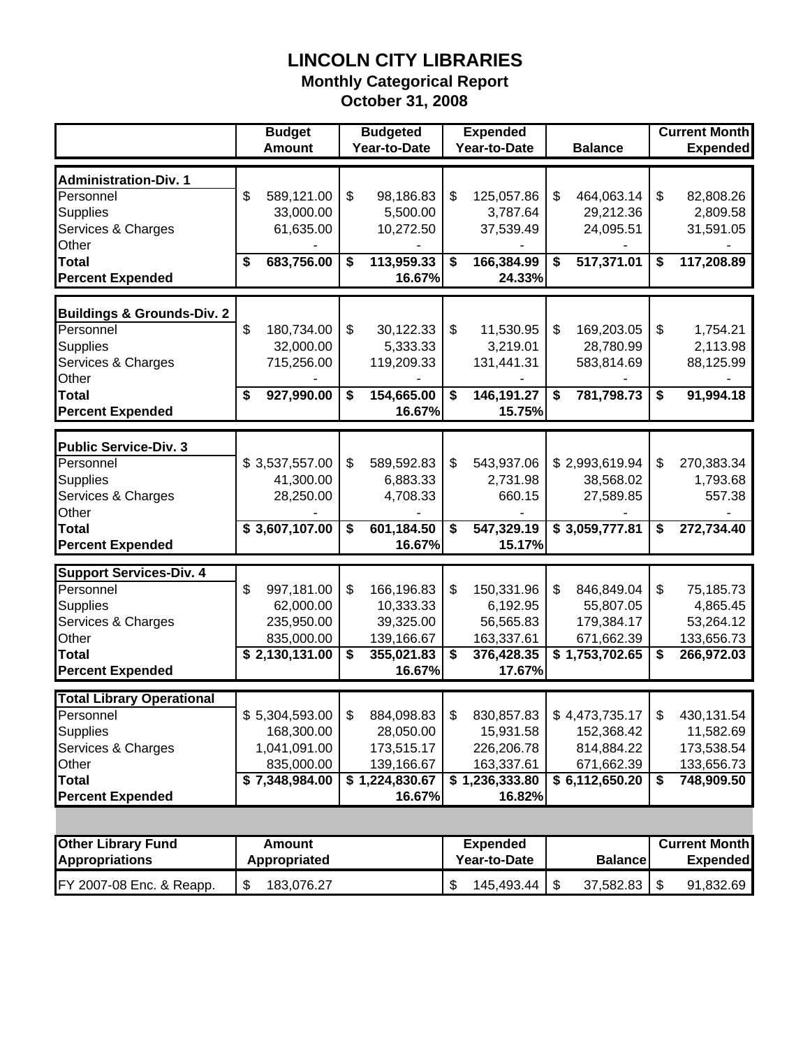# LINCOLN CITY LIBRARIES

## Monthly Categorical Report

## October 31, 2008

| | Budget Amount | Budgeted Year-to-Date | Expended Year-to-Date | Balance | Current Month Expended |
|---|---|---|---|---|---|
| **Administration-Div. 1** | | | | | |
| Personnel | $ 589,121.00 | $ 98,186.83 | $ 125,057.86 | $ 464,063.14 | $ 82,808.26 |
| Supplies | 33,000.00 | 5,500.00 | 3,787.64 | 29,212.36 | 2,809.58 |
| Services & Charges | 61,635.00 | 10,272.50 | 37,539.49 | 24,095.51 | 31,591.05 |
| Other | - | - | - | - | - |
| **Total** | **$ 683,756.00** | **$ 113,959.33** | **$ 166,384.99** | **$ 517,371.01** | **$ 117,208.89** |
| **Percent Expended** | | **16.67%** | **24.33%** | | |
| **Buildings & Grounds-Div. 2** | | | | | |
| Personnel | $ 180,734.00 | $ 30,122.33 | $ 11,530.95 | $ 169,203.05 | $ 1,754.21 |
| Supplies | 32,000.00 | 5,333.33 | 3,219.01 | 28,780.99 | 2,113.98 |
| Services & Charges | 715,256.00 | 119,209.33 | 131,441.31 | 583,814.69 | 88,125.99 |
| Other | - | - | - | - | - |
| **Total** | **$ 927,990.00** | **$ 154,665.00** | **$ 146,191.27** | **$ 781,798.73** | **$ 91,994.18** |
| **Percent Expended** | | **16.67%** | **15.75%** | | |
| **Public Service-Div. 3** | | | | | |
| Personnel | $ 3,537,557.00 | $ 589,592.83 | $ 543,937.06 | $ 2,993,619.94 | $ 270,383.34 |
| Supplies | 41,300.00 | 6,883.33 | 2,731.98 | 38,568.02 | 1,793.68 |
| Services & Charges | 28,250.00 | 4,708.33 | 660.15 | 27,589.85 | 557.38 |
| Other | - | - | - | - | - |
| **Total** | **$ 3,607,107.00** | **$ 601,184.50** | **$ 547,329.19** | **$ 3,059,777.81** | **$ 272,734.40** |
| **Percent Expended** | | **16.67%** | **15.17%** | | |
| **Support Services-Div. 4** | | | | | |
| Personnel | $ 997,181.00 | $ 166,196.83 | $ 150,331.96 | $ 846,849.04 | $ 75,185.73 |
| Supplies | 62,000.00 | 10,333.33 | 6,192.95 | 55,807.05 | 4,865.45 |
| Services & Charges | 235,950.00 | 39,325.00 | 56,565.83 | 179,384.17 | 53,264.12 |
| Other | 835,000.00 | 139,166.67 | 163,337.61 | 671,662.39 | 133,656.73 |
| **Total** | **$ 2,130,131.00** | **$ 355,021.83** | **$ 376,428.35** | **$ 1,753,702.65** | **$ 266,972.03** |
| **Percent Expended** | | **16.67%** | **17.67%** | | |
| **Total Library Operational** | | | | | |
| Personnel | $ 5,304,593.00 | $ 884,098.83 | $ 830,857.83 | $ 4,473,735.17 | $ 430,131.54 |
| Supplies | 168,300.00 | 28,050.00 | 15,931.58 | 152,368.42 | 11,582.69 |
| Services & Charges | 1,041,091.00 | 173,515.17 | 226,206.78 | 814,884.22 | 173,538.54 |
| Other | 835,000.00 | 139,166.67 | 163,337.61 | 671,662.39 | 133,656.73 |
| **Total** | **$ 7,348,984.00** | **$ 1,224,830.67** | **$ 1,236,333.80** | **$ 6,112,650.20** | **$ 748,909.50** |
| **Percent Expended** | | **16.67%** | **16.82%** | | |

| Other Library Fund Appropriations | Amount Appropriated | Expended Year-to-Date | Balance | Current Month Expended |
|---|---|---|---|---|
| FY 2007-08 Enc. & Reapp. | $ 183,076.27 | $ 145,493.44 | $ 37,582.83 | $ 91,832.69 |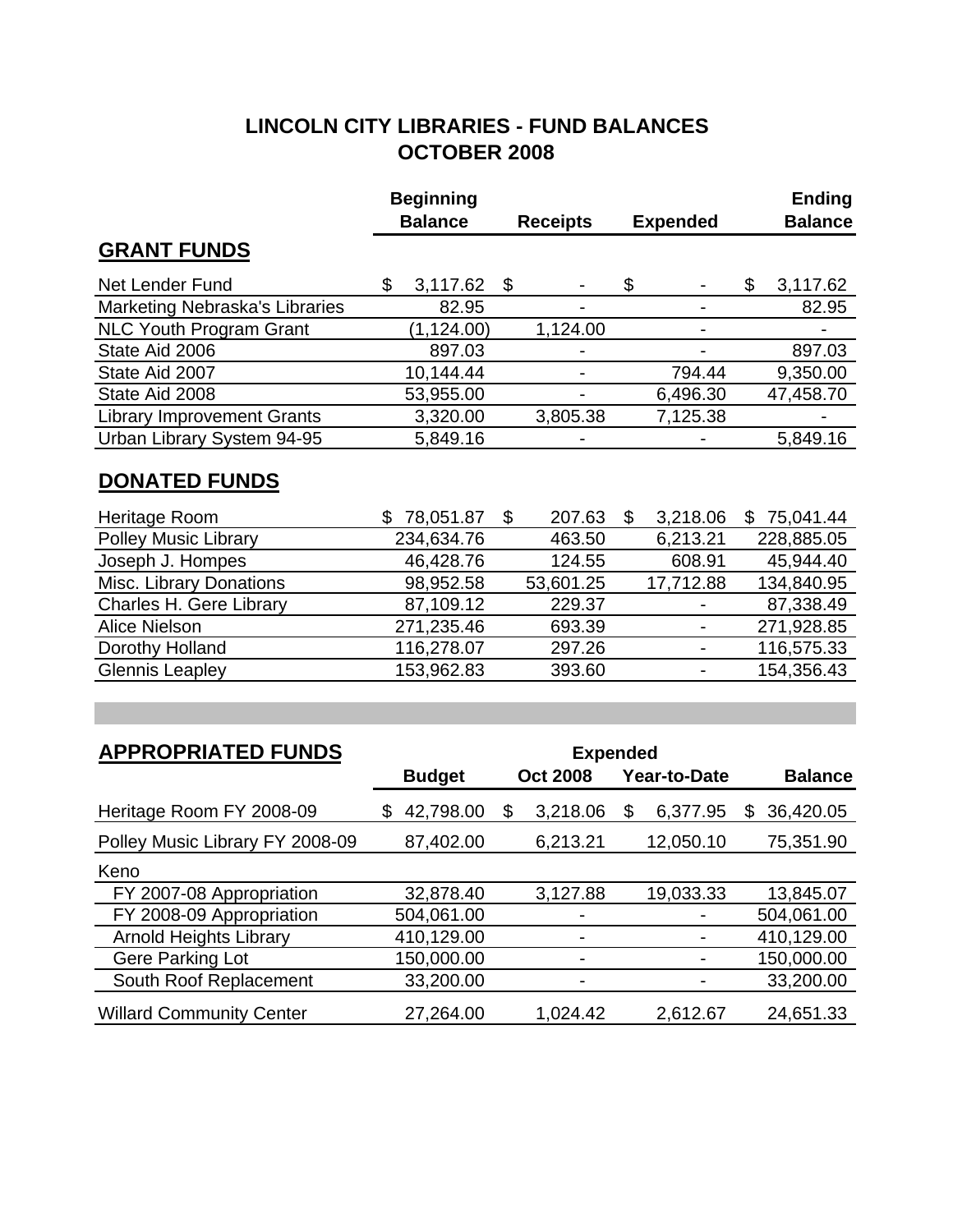# LINCOLN CITY LIBRARIES - FUND BALANCES
## OCTOBER 2008

| | Beginning Balance | Receipts | Expended | Ending Balance |
|---|---|---|---|---|
| **GRANT FUNDS** | | | | |
| Net Lender Fund | $ 3,117.62 | $ - | $ - | $ 3,117.62 |
| Marketing Nebraska's Libraries | 82.95 | - | - | 82.95 |
| NLC Youth Program Grant | (1,124.00) | 1,124.00 | - | - |
| State Aid 2006 | 897.03 | - | - | 897.03 |
| State Aid 2007 | 10,144.44 | - | 794.44 | 9,350.00 |
| State Aid 2008 | 53,955.00 | - | 6,496.30 | 47,458.70 |
| Library Improvement Grants | 3,320.00 | 3,805.38 | 7,125.38 | - |
| Urban Library System 94-95 | 5,849.16 | - | - | 5,849.16 |
| **DONATED FUNDS** | | | | |
| Heritage Room | $ 78,051.87 | $ 207.63 | $ 3,218.06 | $ 75,041.44 |
| Polley Music Library | 234,634.76 | 463.50 | 6,213.21 | 228,885.05 |
| Joseph J. Hompes | 46,428.76 | 124.55 | 608.91 | 45,944.40 |
| Misc. Library Donations | 98,952.58 | 53,601.25 | 17,712.88 | 134,840.95 |
| Charles H. Gere Library | 87,109.12 | 229.37 | - | 87,338.49 |
| Alice Nielson | 271,235.46 | 693.39 | - | 271,928.85 |
| Dorothy Holland | 116,278.07 | 297.26 | - | 116,575.33 |
| Glennis Leapley | 153,962.83 | 393.60 | - | 154,356.43 |

| **APPROPRIATED FUNDS** | | Expended | | |
|---|---|---|---|---|
| | **Budget** | **Oct 2008** | **Year-to-Date** | **Balance** |
| Heritage Room FY 2008-09 | $ 42,798.00 | $ 3,218.06 | $ 6,377.95 | $ 36,420.05 |
| Polley Music Library FY 2008-09 | 87,402.00 | 6,213.21 | 12,050.10 | 75,351.90 |
| Keno | | | | |
| FY 2007-08 Appropriation | 32,878.40 | 3,127.88 | 19,033.33 | 13,845.07 |
| FY 2008-09 Appropriation | 504,061.00 | - | - | 504,061.00 |
| Arnold Heights Library | 410,129.00 | - | - | 410,129.00 |
| Gere Parking Lot | 150,000.00 | - | - | 150,000.00 |
| South Roof Replacement | 33,200.00 | - | - | 33,200.00 |
| Willard Community Center | 27,264.00 | 1,024.42 | 2,612.67 | 24,651.33 |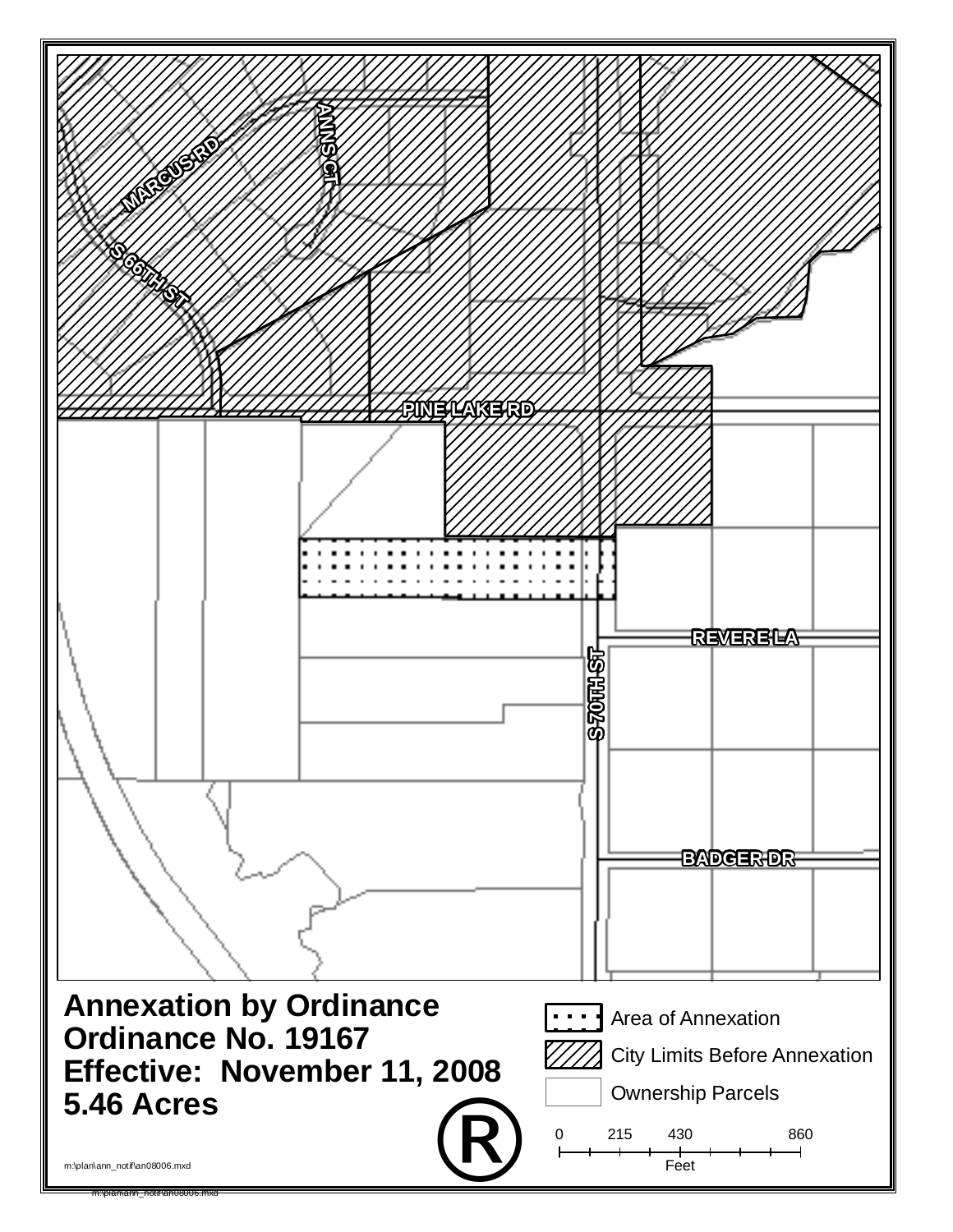MARCUS RD

ANN CT

S 66TH ST

PINE LAKE RD

REVERE LA

S 70TH ST

BADGER DR

# Annexation by Ordinance
# Ordinance No. 19167
# Effective: November 11, 2008
# 5.46 Acres

Area of Annexation

City Limits Before Annexation

Ownership Parcels

0 215 430 860

Feet

m:\plan\ann_notif\an08006.mxd

m:\plan\ann_notif\an08006.mxd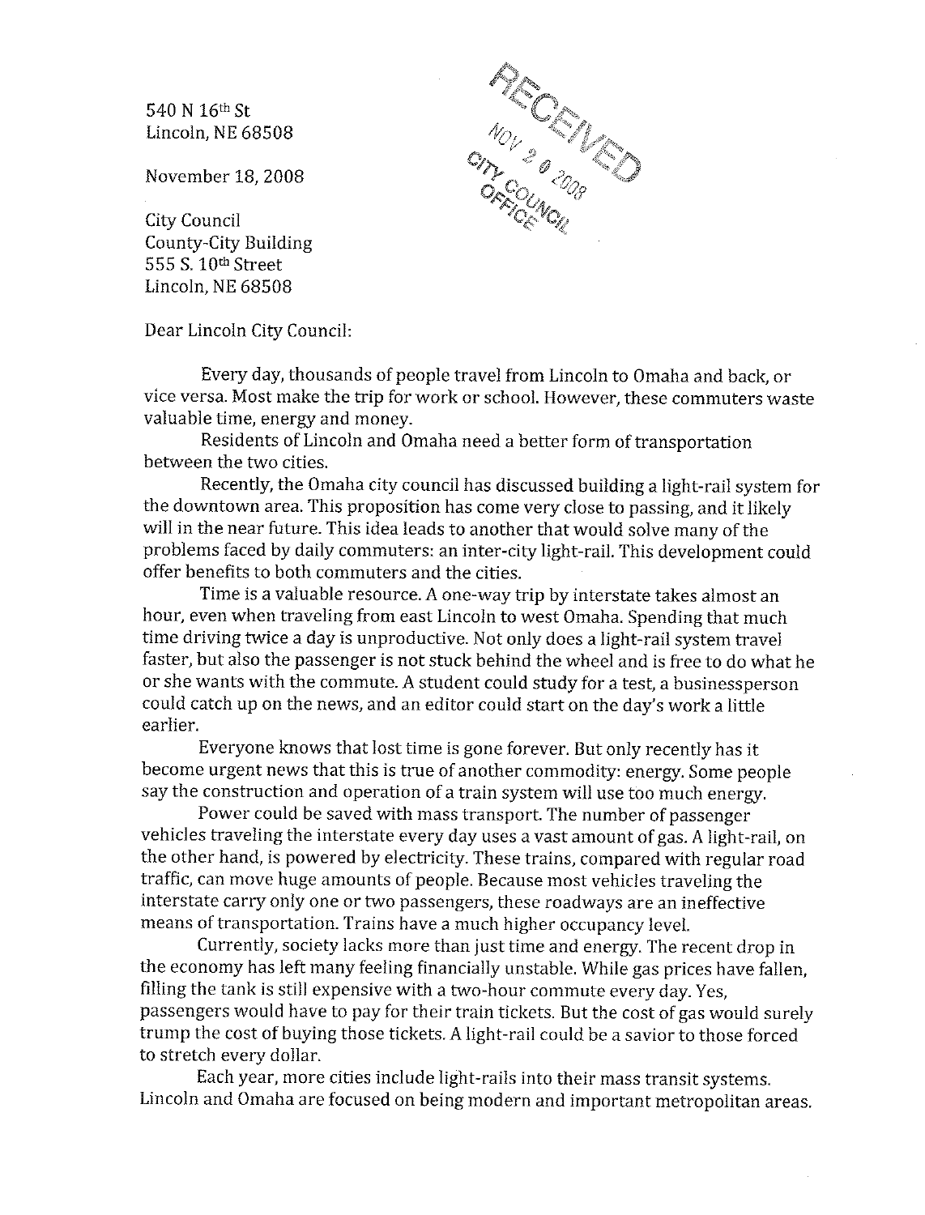540 N 16th St
Lincoln, NE 68508

November 18, 2008

RECEIVED
NOV 20 2008
CITY COUNCIL
OFFICE

City Council
County-City Building
555 S. 10th Street
Lincoln, NE 68508

Dear Lincoln City Council:

Every day, thousands of people travel from Lincoln to Omaha and back, or vice versa. Most make the trip for work or school. However, these commuters waste valuable time, energy and money.

Residents of Lincoln and Omaha need a better form of transportation between the two cities.

Recently, the Omaha city council has discussed building a light-rail system for the downtown area. This proposition has come very close to passing, and it likely will in the near future. This idea leads to another that would solve many of the problems faced by daily commuters: an inter-city light-rail. This development could offer benefits to both commuters and the cities.

Time is a valuable resource. A one-way trip by interstate takes almost an hour, even when traveling from east Lincoln to west Omaha. Spending that much time driving twice a day is unproductive. Not only does a light-rail system travel faster, but also the passenger is not stuck behind the wheel and is free to do what he or she wants with the commute. A student could study for a test, a businessperson could catch up on the news, and an editor could start on the day's work a little earlier.

Everyone knows that lost time is gone forever. But only recently has it become urgent news that this is true of another commodity: energy. Some people say the construction and operation of a train system will use too much energy.

Power could be saved with mass transport. The number of passenger vehicles traveling the interstate every day uses a vast amount of gas. A light-rail, on the other hand, is powered by electricity. These trains, compared with regular road traffic, can move huge amounts of people. Because most vehicles traveling the interstate carry only one or two passengers, these roadways are an ineffective means of transportation. Trains have a much higher occupancy level.

Currently, society lacks more than just time and energy. The recent drop in the economy has left many feeling financially unstable. While gas prices have fallen, filling the tank is still expensive with a two-hour commute every day. Yes, passengers would have to pay for their train tickets. But the cost of gas would surely trump the cost of buying those tickets. A light-rail could be a savior to those forced to stretch every dollar.

Each year, more cities include light-rails into their mass transit systems. Lincoln and Omaha are focused on being modern and important metropolitan areas.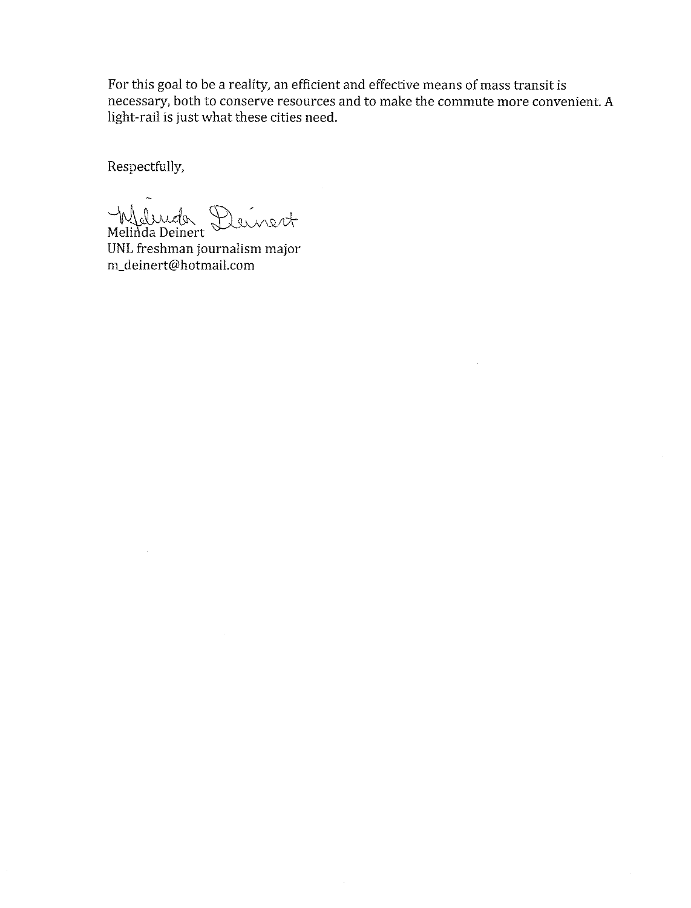For this goal to be a reality, an efficient and effective means of mass transit is necessary, both to conserve resources and to make the commute more convenient. A light-rail is just what these cities need.

Respectfully,

Melinda Deinert
UNL freshman journalism major
m_deinert@hotmail.com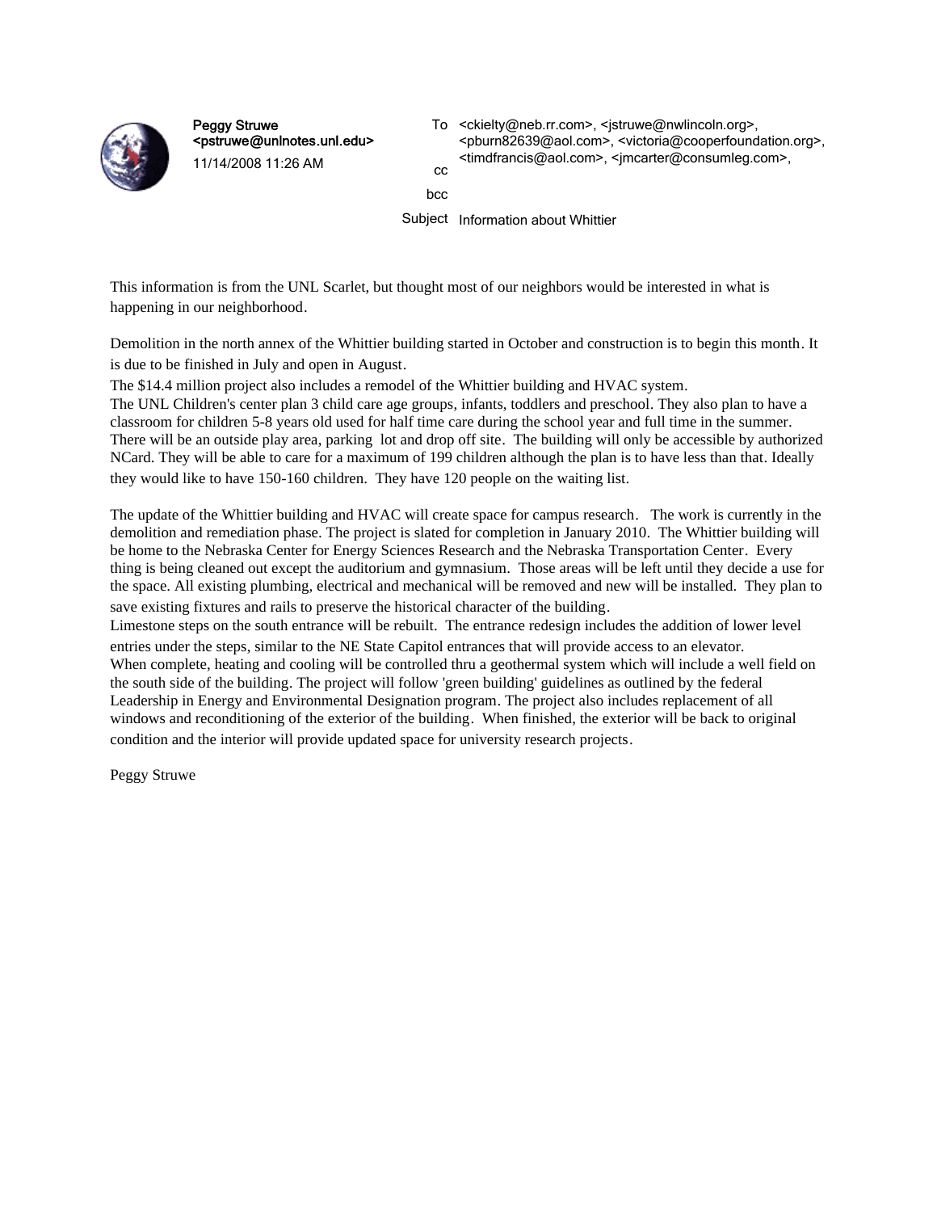Peggy Struwe <pstruwe@unlnotes.unl.edu>

11/14/2008 11:26 AM

To <ckielty@neb.rr.com>, <jstruwe@nwlincoln.org>, <pburn82639@aol.com>, <victoria@cooperfoundation.org>, <timdfrancis@aol.com>, <jmcarter@consumleg.com>,

cc

bcc

Subject Information about Whittier

This information is from the UNL Scarlet, but thought most of our neighbors would be interested in what is happening in our neighborhood.

Demolition in the north annex of the Whittier building started in October and construction is to begin this month. It is due to be finished in July and open in August.
The $14.4 million project also includes a remodel of the Whittier building and HVAC system.
The UNL Children's center plan 3 child care age groups, infants, toddlers and preschool. They also plan to have a classroom for children 5-8 years old used for half time care during the school year and full time in the summer. There will be an outside play area, parking lot and drop off site. The building will only be accessible by authorized NCard. They will be able to care for a maximum of 199 children although the plan is to have less than that. Ideally they would like to have 150-160 children. They have 120 people on the waiting list.

The update of the Whittier building and HVAC will create space for campus research. The work is currently in the demolition and remediation phase. The project is slated for completion in January 2010. The Whittier building will be home to the Nebraska Center for Energy Sciences Research and the Nebraska Transportation Center. Every thing is being cleaned out except the auditorium and gymnasium. Those areas will be left until they decide a use for the space. All existing plumbing, electrical and mechanical will be removed and new will be installed. They plan to save existing fixtures and rails to preserve the historical character of the building.
Limestone steps on the south entrance will be rebuilt. The entrance redesign includes the addition of lower level entries under the steps, similar to the NE State Capitol entrances that will provide access to an elevator.
When complete, heating and cooling will be controlled thru a geothermal system which will include a well field on the south side of the building. The project will follow 'green building' guidelines as outlined by the federal Leadership in Energy and Environmental Designation program. The project also includes replacement of all windows and reconditioning of the exterior of the building. When finished, the exterior will be back to original condition and the interior will provide updated space for university research projects.

Peggy Struwe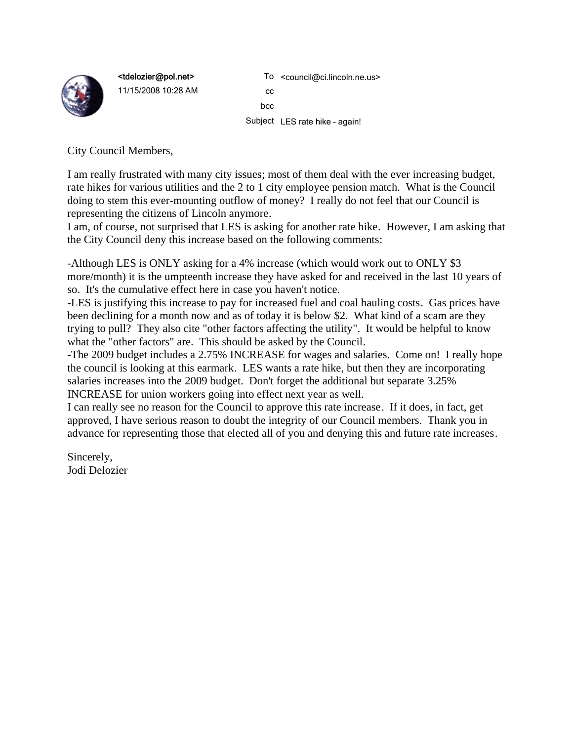<tdelozier@pol.net>
11/15/2008 10:28 AM

To <council@ci.lincoln.ne.us>
cc
bcc
Subject LES rate hike - again!

City Council Members,

I am really frustrated with many city issues; most of them deal with the ever increasing budget, rate hikes for various utilities and the 2 to 1 city employee pension match. What is the Council doing to stem this ever-mounting outflow of money? I really do not feel that our Council is representing the citizens of Lincoln anymore.
I am, of course, not surprised that LES is asking for another rate hike. However, I am asking that the City Council deny this increase based on the following comments:

-Although LES is ONLY asking for a 4% increase (which would work out to ONLY $3 more/month) it is the umpteenth increase they have asked for and received in the last 10 years of so. It's the cumulative effect here in case you haven't notice.
-LES is justifying this increase to pay for increased fuel and coal hauling costs. Gas prices have been declining for a month now and as of today it is below $2. What kind of a scam are they trying to pull? They also cite "other factors affecting the utility". It would be helpful to know what the "other factors" are. This should be asked by the Council.
-The 2009 budget includes a 2.75% INCREASE for wages and salaries. Come on! I really hope the council is looking at this earmark. LES wants a rate hike, but then they are incorporating salaries increases into the 2009 budget. Don't forget the additional but separate 3.25% INCREASE for union workers going into effect next year as well.
I can really see no reason for the Council to approve this rate increase. If it does, in fact, get approved, I have serious reason to doubt the integrity of our Council members. Thank you in advance for representing those that elected all of you and denying this and future rate increases.

Sincerely,
Jodi Delozier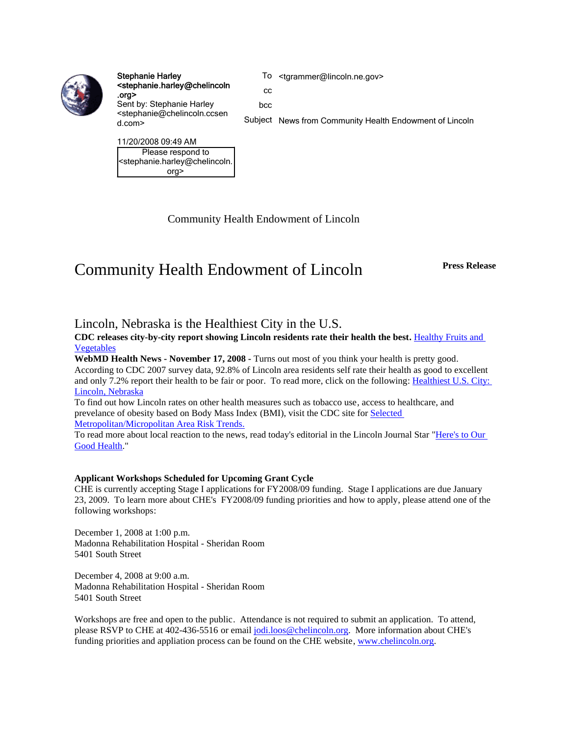Stephanie Harley <stephanie.harley@chelincoln.org>
Sent by: Stephanie Harley <stephanie@chelincoln.ccsend.com>

11/20/2008 09:49 AM

Please respond to <stephanie.harley@chelincoln.org>

To <tgrammer@lincoln.ne.gov>

cc

bcc

Subject News from Community Health Endowment of Lincoln

Community Health Endowment of Lincoln

# Community Health Endowment of Lincoln

**Press Release**

## Lincoln, Nebraska is the Healthiest City in the U.S.

**CDC releases city-by-city report showing Lincoln residents rate their health the best.** Healthy Fruits and Vegetables

**WebMD Health News - November 17, 2008 -** Turns out most of you think your health is pretty good. According to CDC 2007 survey data, 92.8% of Lincoln area residents self rate their health as good to excellent and only 7.2% report their health to be fair or poor. To read more, click on the following: Healthiest U.S. City: Lincoln, Nebraska

To find out how Lincoln rates on other health measures such as tobacco use, access to healthcare, and prevelance of obesity based on Body Mass Index (BMI), visit the CDC site for Selected Metropolitan/Micropolitan Area Risk Trends.

To read more about local reaction to the news, read today's editorial in the Lincoln Journal Star "Here's to Our Good Health."

**Applicant Workshops Scheduled for Upcoming Grant Cycle**

CHE is currently accepting Stage I applications for FY2008/09 funding. Stage I applications are due January 23, 2009. To learn more about CHE's FY2008/09 funding priorities and how to apply, please attend one of the following workshops:

December 1, 2008 at 1:00 p.m.
Madonna Rehabilitation Hospital - Sheridan Room
5401 South Street

December 4, 2008 at 9:00 a.m.
Madonna Rehabilitation Hospital - Sheridan Room
5401 South Street

Workshops are free and open to the public. Attendance is not required to submit an application. To attend, please RSVP to CHE at 402-436-5516 or email jodi.loos@chelincoln.org. More information about CHE's funding priorities and appliation process can be found on the CHE website, www.chelincoln.org.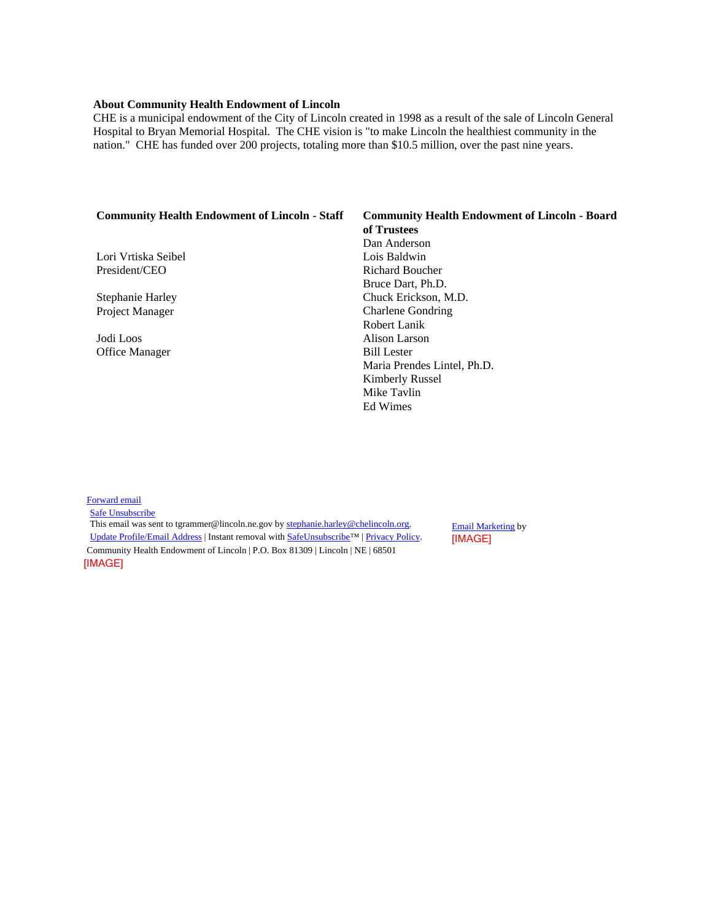**About Community Health Endowment of Lincoln**
CHE is a municipal endowment of the City of Lincoln created in 1998 as a result of the sale of Lincoln General Hospital to Bryan Memorial Hospital. The CHE vision is "to make Lincoln the healthiest community in the nation." CHE has funded over 200 projects, totaling more than $10.5 million, over the past nine years.

**Community Health Endowment of Lincoln - Staff**

Lori Vrtiska Seibel
President/CEO

Stephanie Harley
Project Manager

Jodi Loos
Office Manager

**Community Health Endowment of Lincoln - Board of Trustees**

Dan Anderson
Lois Baldwin
Richard Boucher
Bruce Dart, Ph.D.
Chuck Erickson, M.D.
Charlene Gondring
Robert Lanik
Alison Larson
Bill Lester
Maria Prendes Lintel, Ph.D.
Kimberly Russel
Mike Tavlin
Ed Wimes

Forward email

Safe Unsubscribe

This email was sent to tgrammer@lincoln.ne.gov by stephanie.harley@chelincoln.org.

Update Profile/Email Address | Instant removal with SafeUnsubscribe™ | Privacy Policy.

Community Health Endowment of Lincoln | P.O. Box 81309 | Lincoln | NE | 68501

Email Marketing by